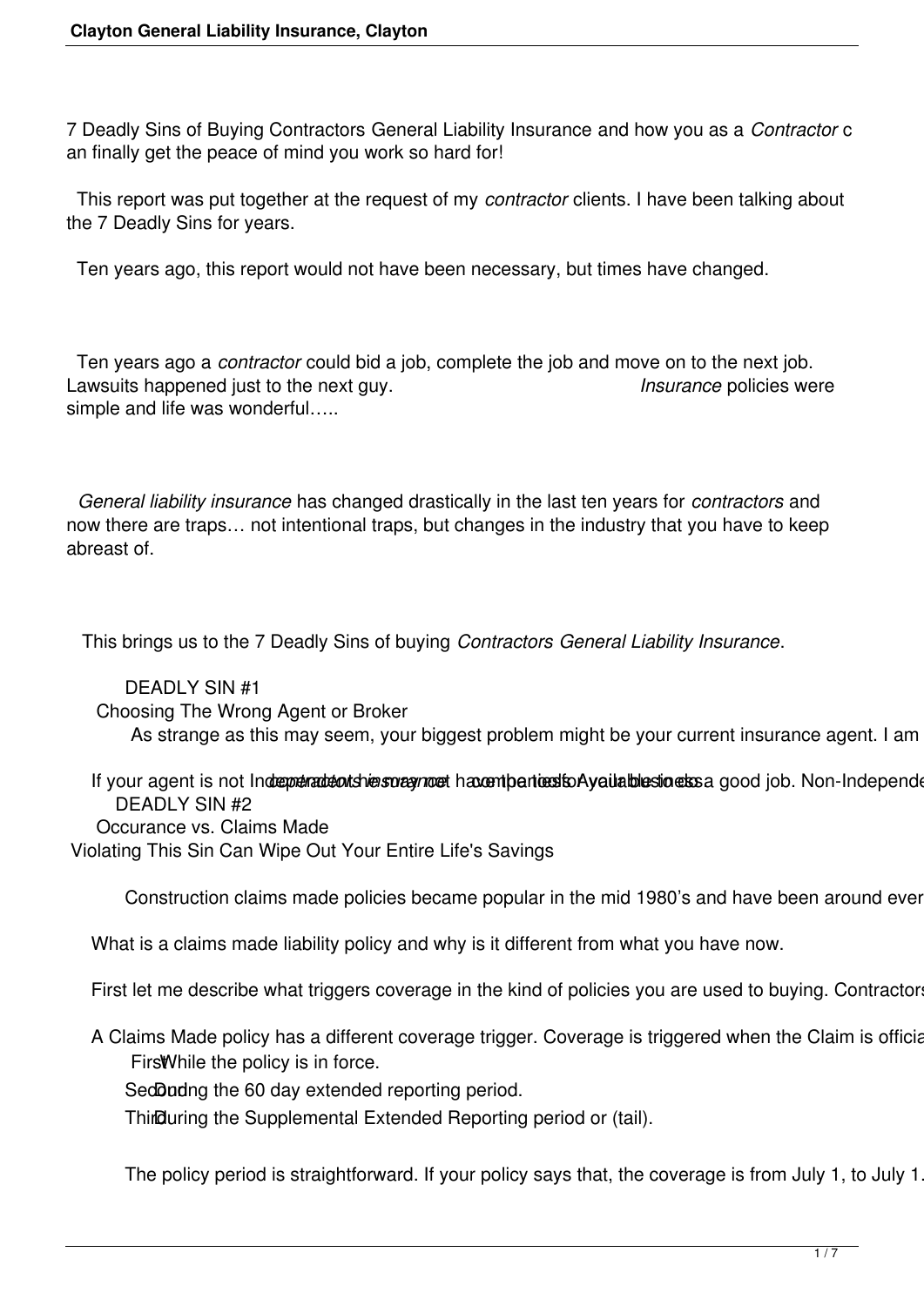7 Deadly Sins of Buying Contractors General Liability Insurance and how you as a *Contractor* can finally get the peace of mind you work so hard for!

This report was put together at the request of my *contractor* clients. I have been talking about the 7 Deadly Sins for years.

Ten years ago, this report would not have been necessary, but times have changed.

Ten years ago a *contractor* could bid a job, complete the job and move on to the next job. Lawsuits happened just to the next guy. *Insurance* policies were simple and life was wonderful…..

*General liability insurance* has changed drastically in the last ten years for *contractors* and now there are traps… not intentional traps, but changes in the industry that you have to keep abreast of.

This brings us to the 7 Deadly Sins of buying *Contractors General Liability Insurance*.

DEADLY SIN #1

Choosing The Wrong Agent or Broker

As strange as this may seem, your biggest problem might be your current insurance agent. I am

If your agent is not Independent he may not have the tools Available to do a good job. Non-Independe *contractors insurance* companies for your business

DEADLY SIN #2

Occurance vs. Claims Made

Violating This Sin Can Wipe Out Your Entire Life's Savings

Construction claims made policies became popular in the mid 1980's and have been around ever

What is a claims made liability policy and why is it different from what you have now.

First let me describe what triggers coverage in the kind of policies you are used to buying. Contractors

A Claims Made policy has a different coverage trigger. Coverage is triggered when the Claim is officia

First While the policy is in force.

Second During the 60 day extended reporting period.

Third During the Supplemental Extended Reporting period or (tail).

The policy period is straightforward. If your policy says that, the coverage is from July 1, to July 1.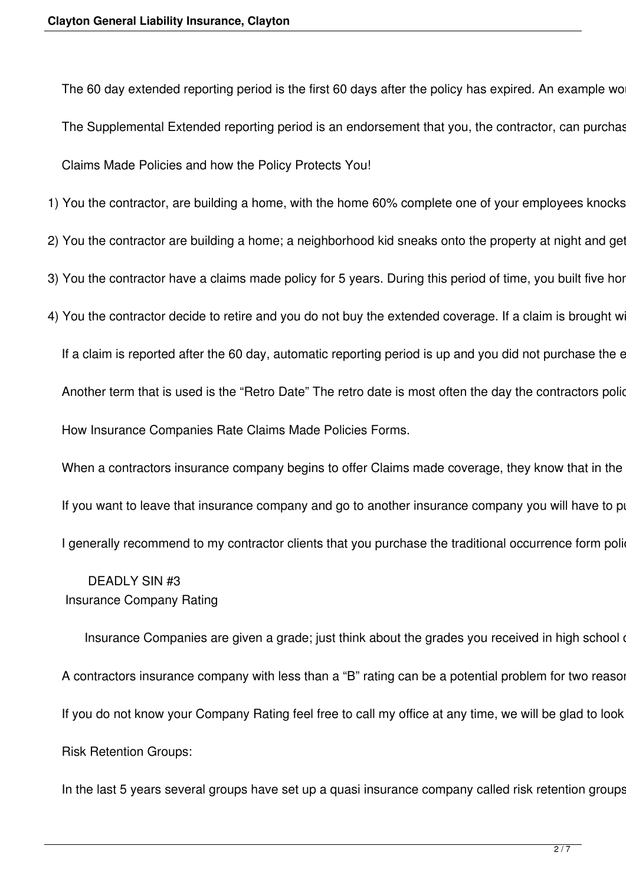The 60 day extended reporting period is the first 60 days after the policy has expired. An example wou

The Supplemental Extended reporting period is an endorsement that you, the contractor, can purchas

Claims Made Policies and how the Policy Protects You!

1) You the contractor, are building a home, with the home 60% complete one of your employees knocks

2) You the contractor are building a home; a neighborhood kid sneaks onto the property at night and get

3) You the contractor have a claims made policy for 5 years. During this period of time, you built five hor

4) You the contractor decide to retire and you do not buy the extended coverage. If a claim is brought wi

If a claim is reported after the 60 day, automatic reporting period is up and you did not purchase the e

Another term that is used is the “Retro Date” The retro date is most often the day the contractors polic

How Insurance Companies Rate Claims Made Policies Forms.

When a contractors insurance company begins to offer Claims made coverage, they know that in the

If you want to leave that insurance company and go to another insurance company you will have to pu

I generally recommend to my contractor clients that you purchase the traditional occurrence form polic

DEADLY SIN #3
Insurance Company Rating

Insurance Companies are given a grade; just think about the grades you received in high school o

A contractors insurance company with less than a “B” rating can be a potential problem for two reasor

If you do not know your Company Rating feel free to call my office at any time, we will be glad to look

Risk Retention Groups:

In the last 5 years several groups have set up a quasi insurance company called risk retention groups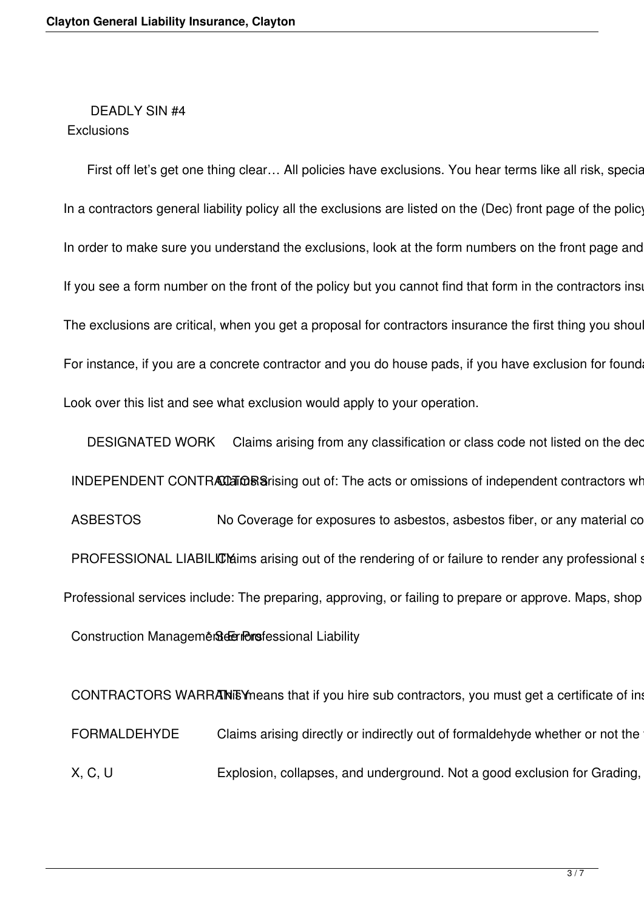DEADLY SIN #4

Exclusions

First off let's get one thing clear… All policies have exclusions. You hear terms like all risk, specia

In a contractors general liability policy all the exclusions are listed on the (Dec) front page of the policy

In order to make sure you understand the exclusions, look at the form numbers on the front page and

If you see a form number on the front of the policy but you cannot find that form in the contractors insu

The exclusions are critical, when you get a proposal for contractors insurance the first thing you shoul

For instance, if you are a concrete contractor and you do house pads, if you have exclusion for founda

Look over this list and see what exclusion would apply to your operation.

| | |
|---|---|
| DESIGNATED WORK | Claims arising from any classification or class code not listed on the dec |
| INDEPENDENT CONTRACTORS | Claims arising out of: The acts or omissions of independent contractors wh |
| ASBESTOS | No Coverage for exposures to asbestos, asbestos fiber, or any material co |
| PROFESSIONAL LIABILITY | Claims arising out of the rendering of or failure to render any professional s |

Professional services include: The preparing, approving, or failing to prepare or approve. Maps, shop

| | |
|---|---|
| Construction Management Errors | * See Professional Liability |
| CONTRACTORS WARRANTY | This means that if you hire sub contractors, you must get a certificate of ins |
| FORMALDEHYDE | Claims arising directly or indirectly out of formaldehyde whether or not the |
| X, C, U | Explosion, collapses, and underground. Not a good exclusion for Grading, |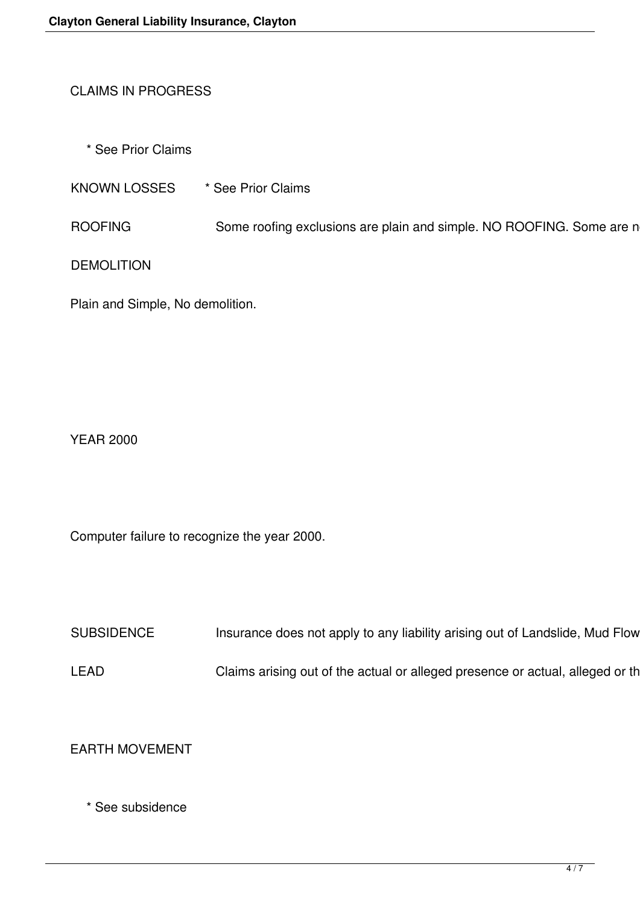CLAIMS IN PROGRESS

* See Prior Claims

KNOWN LOSSES * See Prior Claims

ROOFING Some roofing exclusions are plain and simple. NO ROOFING. Some are n

DEMOLITION

Plain and Simple, No demolition.

YEAR 2000

Computer failure to recognize the year 2000.

SUBSIDENCE Insurance does not apply to any liability arising out of Landslide, Mud Flow

LEAD Claims arising out of the actual or alleged presence or actual, alleged or th

EARTH MOVEMENT

* See subsidence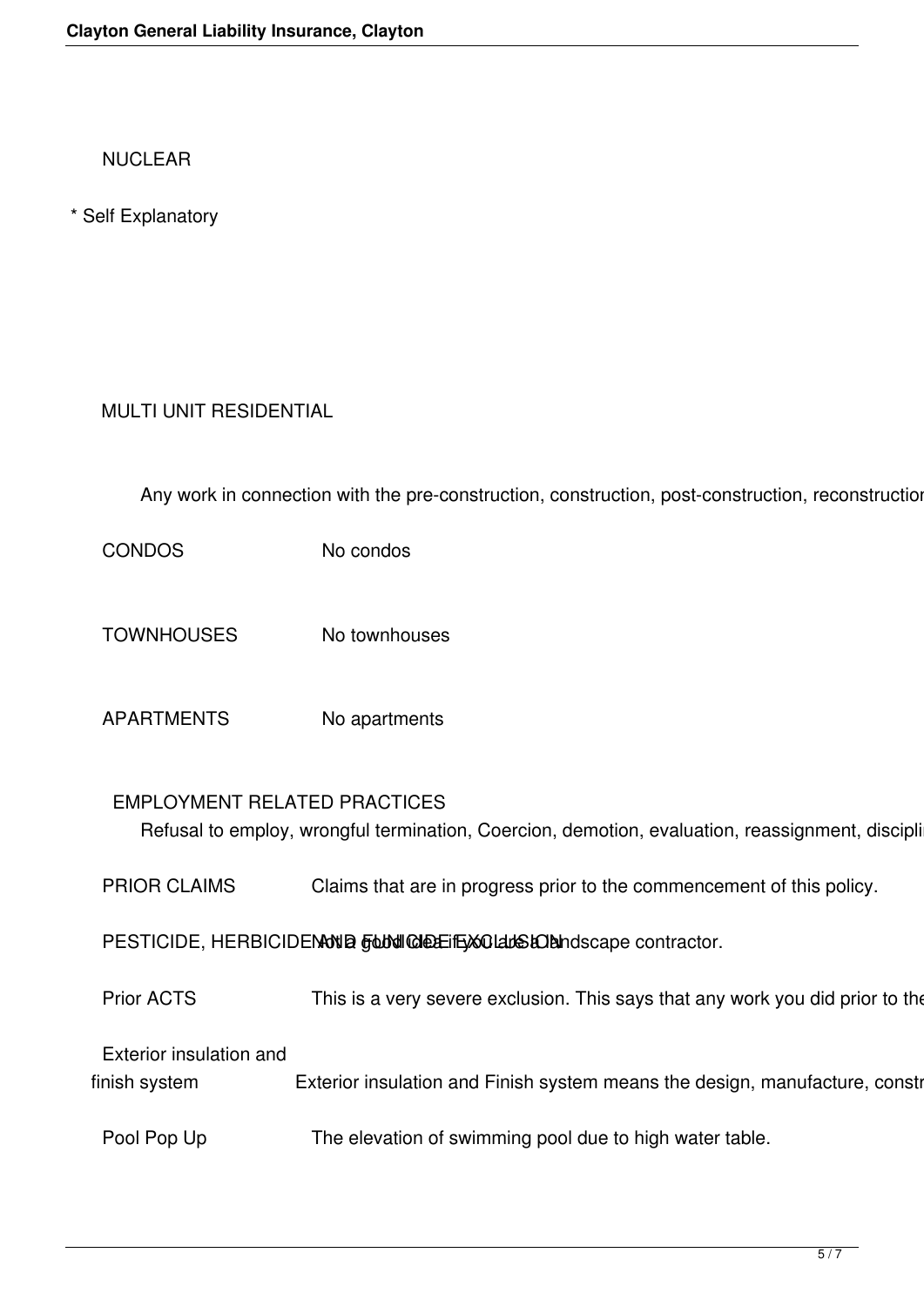NUCLEAR

* Self Explanatory

MULTI UNIT RESIDENTIAL

Any work in connection with the pre-construction, construction, post-construction, reconstructio

| | |
|---|---|
| CONDOS | No condos |
| TOWNHOUSES | No townhouses |
| APARTMENTS | No apartments |

EMPLOYMENT RELATED PRACTICES

Refusal to employ, wrongful termination, Coercion, demotion, evaluation, reassignment, discipli

| | |
|---|---|
| PRIOR CLAIMS | Claims that are in progress prior to the commencement of this policy. |
| PESTICIDE, HERBICIDE AND FUNGICIDE EXCLUSION | Not a good idea if you are a landscape contractor. |
| Prior ACTS | This is a very severe exclusion. This says that any work you did prior to the |
| Exterior insulation and finish system | Exterior insulation and Finish system means the design, manufacture, constr |
| Pool Pop Up | The elevation of swimming pool due to high water table. |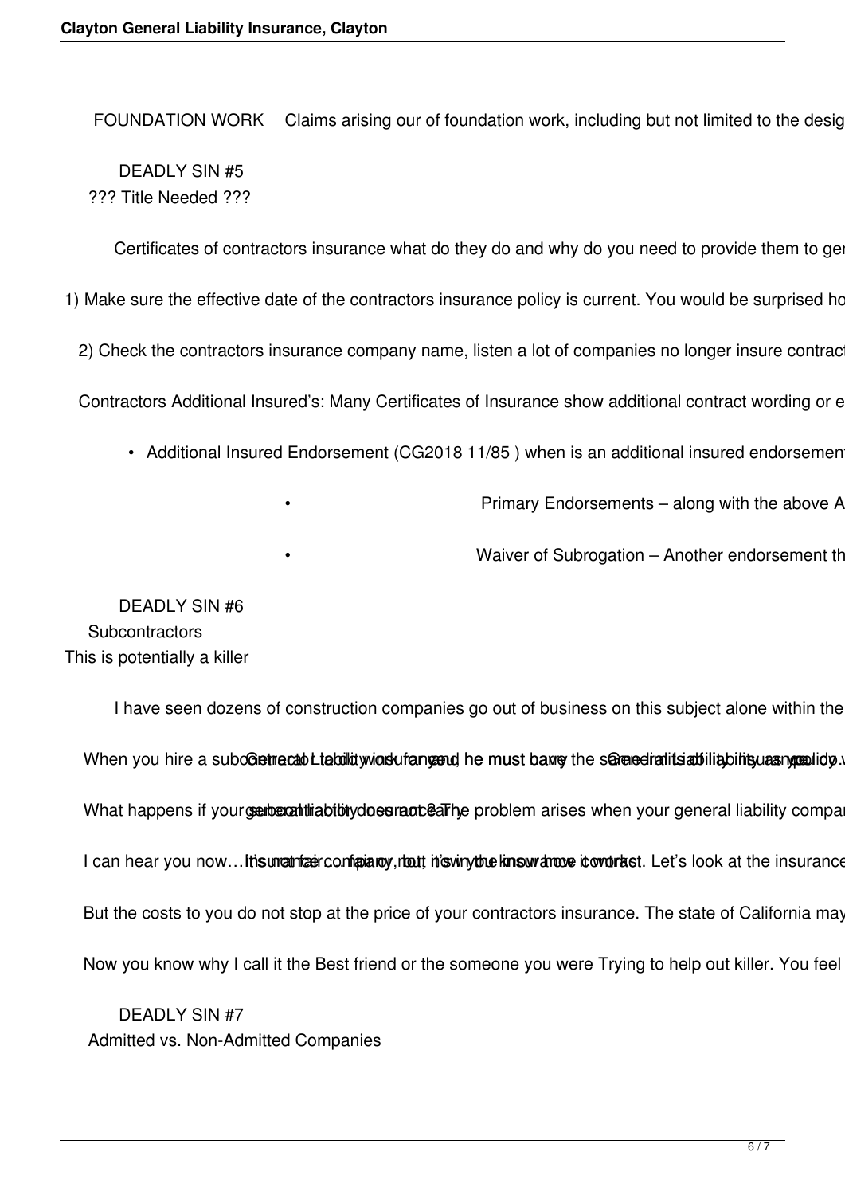FOUNDATION WORK Claims arising our of foundation work, including but not limited to the desig

DEADLY SIN #5
??? Title Needed ???

Certificates of contractors insurance what do they do and why do you need to provide them to ger

1) Make sure the effective date of the contractors insurance policy is current. You would be surprised ho

2) Check the contractors insurance company name, listen a lot of companies no longer insure contract

Contractors Additional Insured's: Many Certificates of Insurance show additional contract wording or e

- Additional Insured Endorsement (CG2018 11/85 ) when is an additional insured endorsemen
  - Primary Endorsements – along with the above A
  - Waiver of Subrogation – Another endorsement th

DEADLY SIN #6
Subcontractors
This is potentially a killer

I have seen dozens of construction companies go out of business on this subject alone within the

When you hire a subcontractor to do work for you, he must carry the same limits of liability as you do. General Liability insurance General Liability insurance policy

What happens if your subcontractor does not carry general liability insurance? The problem arises when your general liability compar

I can hear you now… It's not fair… fair or not, it's in the insurance contract. Insurance company, but it's your insurance contract. Let's look at the insurance

But the costs to you do not stop at the price of your contractors insurance. The state of California may

Now you know why I call it the Best friend or the someone you were Trying to help out killer. You feel

DEADLY SIN #7
Admitted vs. Non-Admitted Companies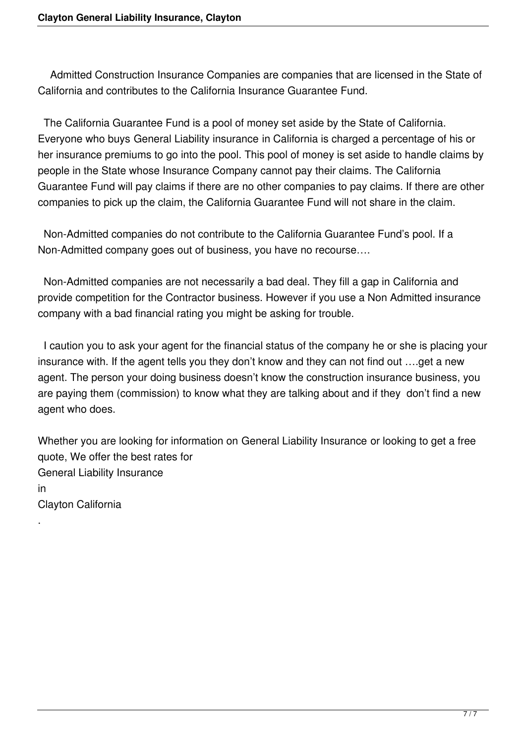Admitted Construction Insurance Companies are companies that are licensed in the State of California and contributes to the California Insurance Guarantee Fund.

The California Guarantee Fund is a pool of money set aside by the State of California. Everyone who buys General Liability insurance in California is charged a percentage of his or her insurance premiums to go into the pool. This pool of money is set aside to handle claims by people in the State whose Insurance Company cannot pay their claims. The California Guarantee Fund will pay claims if there are no other companies to pay claims. If there are other companies to pick up the claim, the California Guarantee Fund will not share in the claim.

Non-Admitted companies do not contribute to the California Guarantee Fund's pool. If a Non-Admitted company goes out of business, you have no recourse….

Non-Admitted companies are not necessarily a bad deal. They fill a gap in California and provide competition for the Contractor business. However if you use a Non Admitted insurance company with a bad financial rating you might be asking for trouble.

I caution you to ask your agent for the financial status of the company he or she is placing your insurance with. If the agent tells you they don't know and they can not find out ….get a new agent. The person your doing business doesn't know the construction insurance business, you are paying them (commission) to know what they are talking about and if they don't find a new agent who does.

Whether you are looking for information on General Liability Insurance or looking to get a free quote, We offer the best rates for
General Liability Insurance
in
Clayton California
.